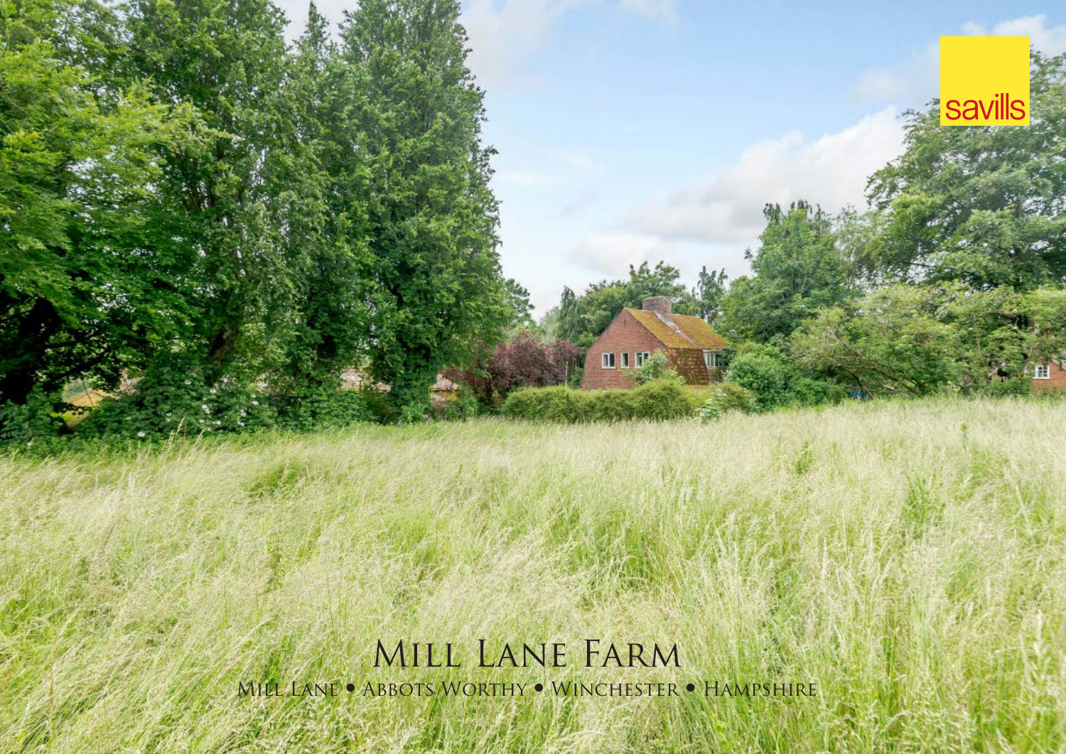savills

# Mill Lane Farm

Mill Lane • Abbots Worthy • Winchester • Hampshire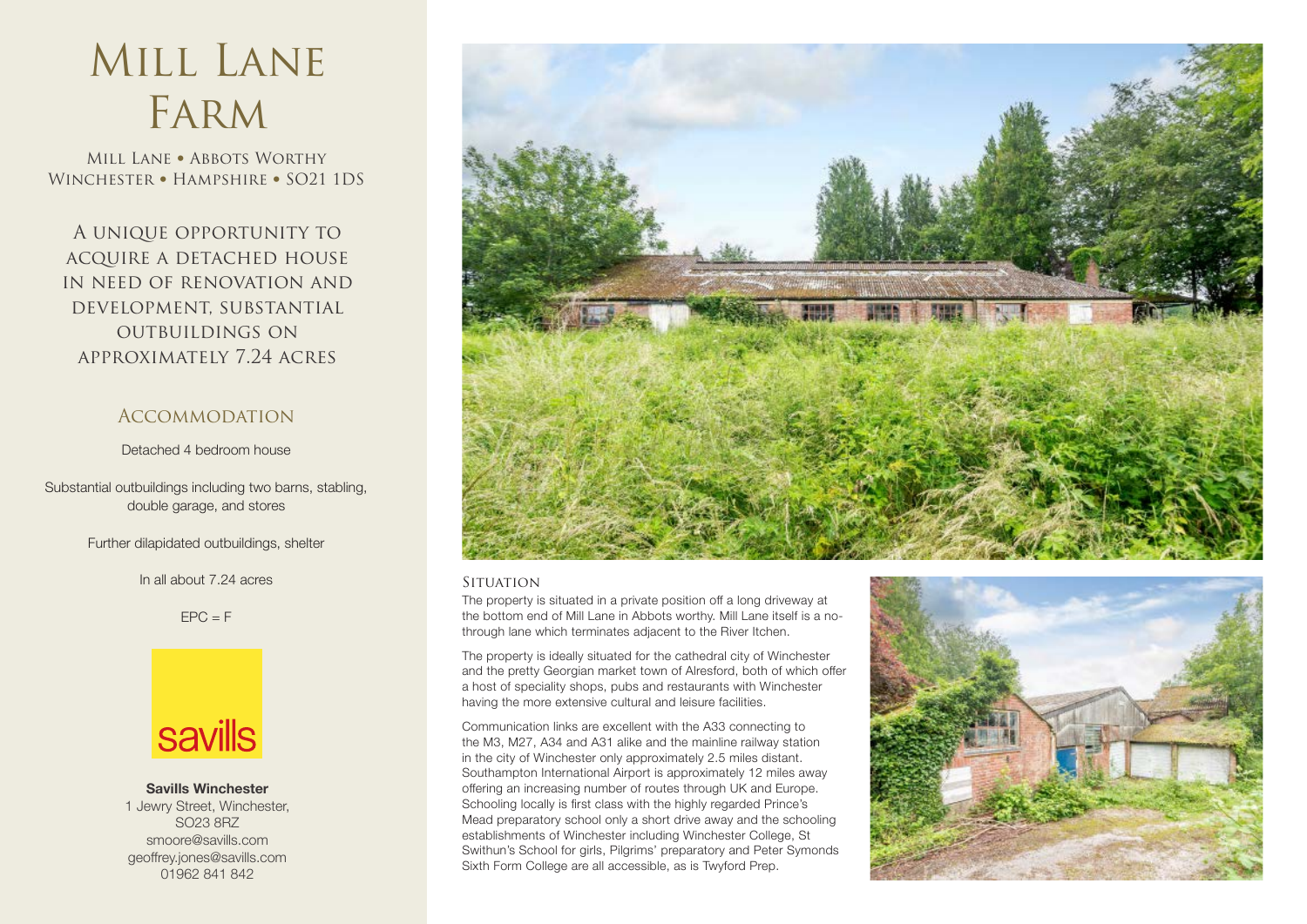# Mill Lane Farm

Mill Lane • Abbots Worthy
Winchester • Hampshire • SO21 1DS

A unique opportunity to acquire a detached house in need of renovation and development, substantial outbuildings on approximately 7.24 acres

## Accommodation

Detached 4 bedroom house

Substantial outbuildings including two barns, stabling, double garage, and stores

Further dilapidated outbuildings, shelter

In all about 7.24 acres

EPC = F

savills

**Savills Winchester**
1 Jewry Street, Winchester,
SO23 8RZ
smoore@savills.com
geoffrey.jones@savills.com
01962 841 842

## Situation

The property is situated in a private position off a long driveway at the bottom end of Mill Lane in Abbots worthy. Mill Lane itself is a no-through lane which terminates adjacent to the River Itchen.

The property is ideally situated for the cathedral city of Winchester and the pretty Georgian market town of Alresford, both of which offer a host of speciality shops, pubs and restaurants with Winchester having the more extensive cultural and leisure facilities.

Communication links are excellent with the A33 connecting to the M3, M27, A34 and A31 alike and the mainline railway station in the city of Winchester only approximately 2.5 miles distant. Southampton International Airport is approximately 12 miles away offering an increasing number of routes through UK and Europe. Schooling locally is first class with the highly regarded Prince's Mead preparatory school only a short drive away and the schooling establishments of Winchester including Winchester College, St Swithun's School for girls, Pilgrims' preparatory and Peter Symonds Sixth Form College are all accessible, as is Twyford Prep.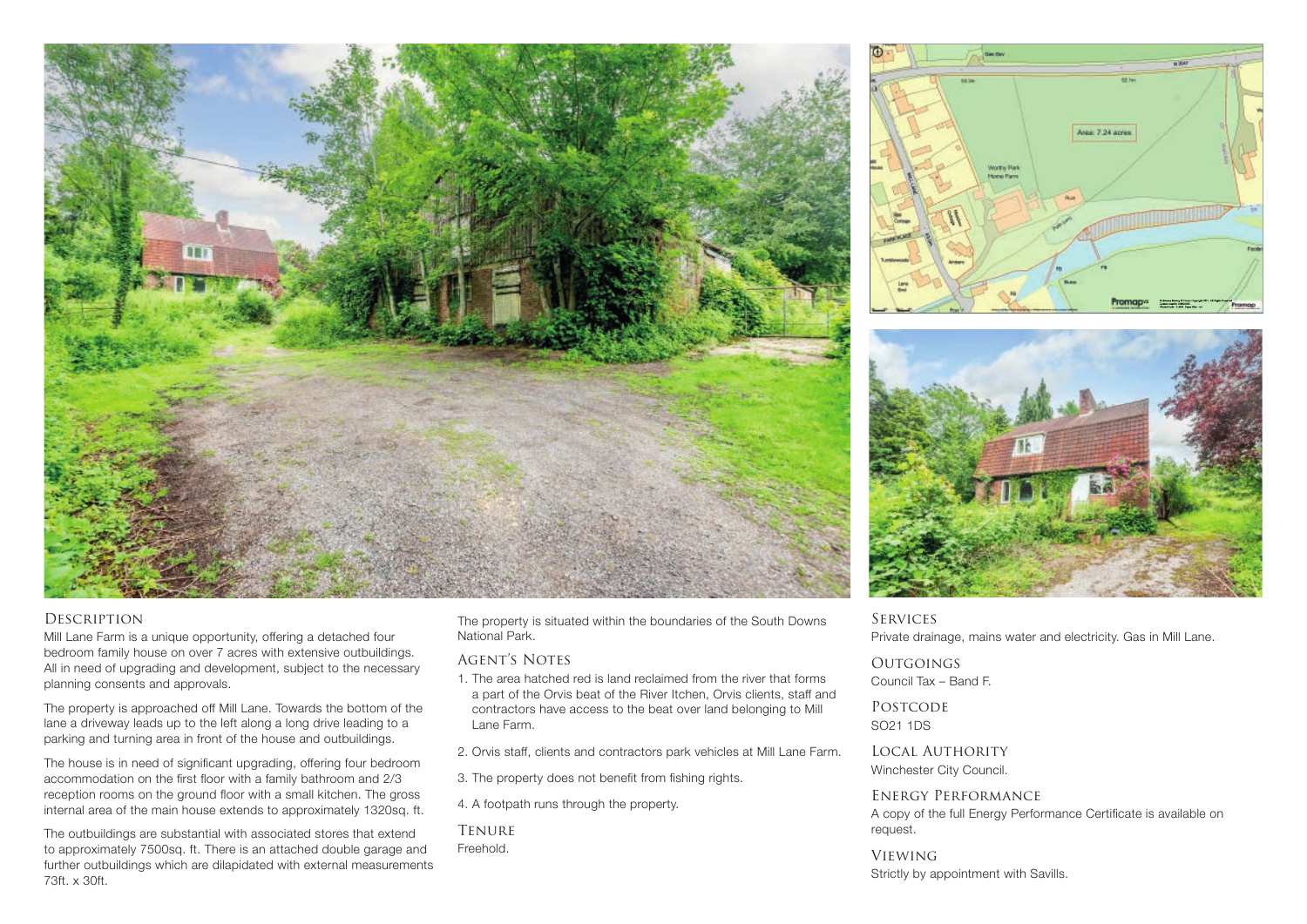## Description

Mill Lane Farm is a unique opportunity, offering a detached four bedroom family house on over 7 acres with extensive outbuildings. All in need of upgrading and development, subject to the necessary planning consents and approvals.

The property is approached off Mill Lane. Towards the bottom of the lane a driveway leads up to the left along a long drive leading to a parking and turning area in front of the house and outbuildings.

The house is in need of significant upgrading, offering four bedroom accommodation on the first floor with a family bathroom and 2/3 reception rooms on the ground floor with a small kitchen. The gross internal area of the main house extends to approximately 1320sq. ft.

The outbuildings are substantial with associated stores that extend to approximately 7500sq. ft. There is an attached double garage and further outbuildings which are dilapidated with external measurements 73ft. x 30ft.

The property is situated within the boundaries of the South Downs National Park.

## Agent's Notes

1. The area hatched red is land reclaimed from the river that forms a part of the Orvis beat of the River Itchen, Orvis clients, staff and contractors have access to the beat over land belonging to Mill Lane Farm.

2. Orvis staff, clients and contractors park vehicles at Mill Lane Farm.

3. The property does not benefit from fishing rights.

4. A footpath runs through the property.

## Tenure

Freehold.

## Services

Private drainage, mains water and electricity. Gas in Mill Lane.

## Outgoings

Council Tax – Band F.

## Postcode

SO21 1DS

## Local Authority

Winchester City Council.

## Energy Performance

A copy of the full Energy Performance Certificate is available on request.

## Viewing

Strictly by appointment with Savills.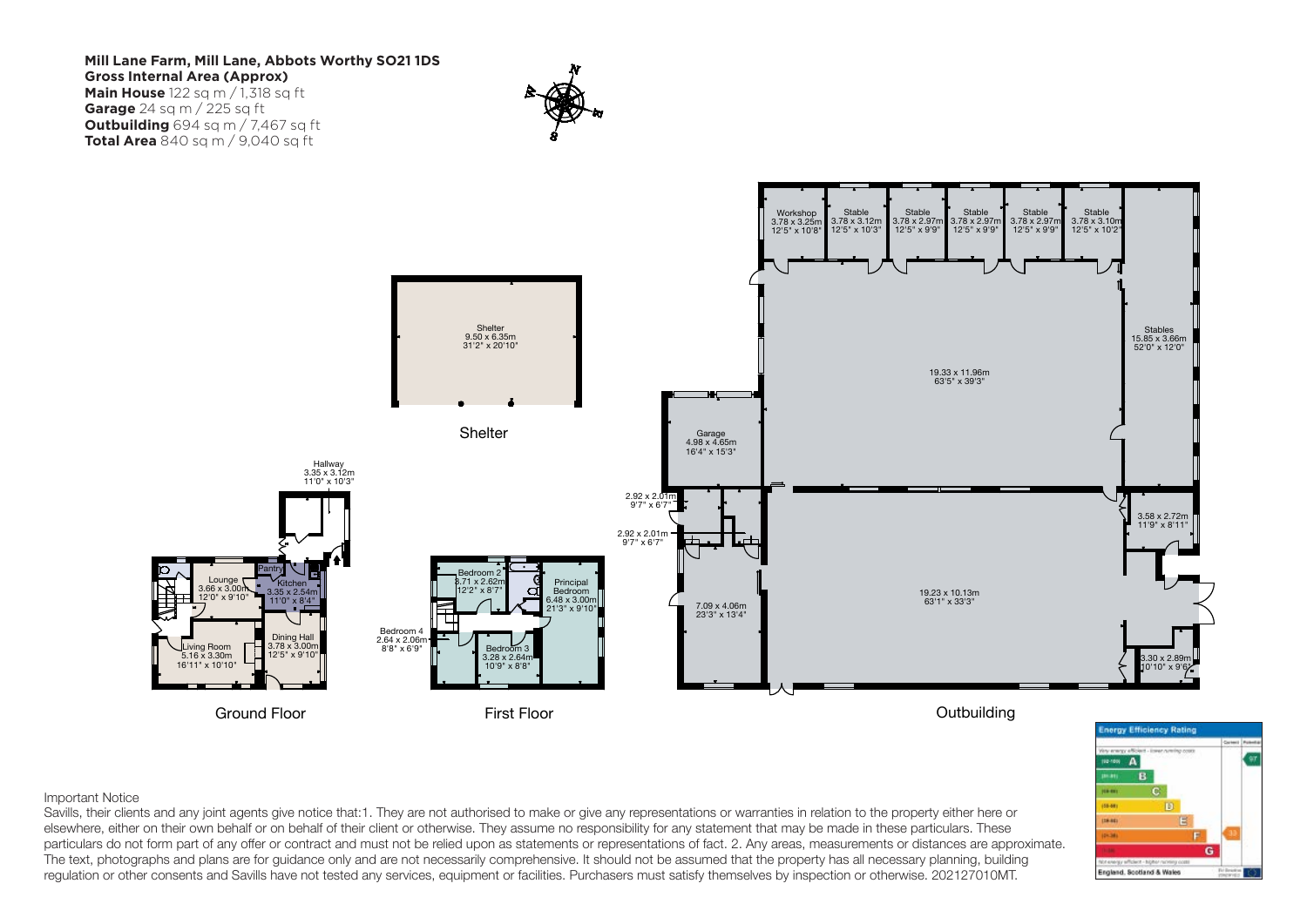**Mill Lane Farm, Mill Lane, Abbots Worthy SO21 1DS**
**Gross Internal Area (Approx)**
**Main House** 122 sq m / 1,318 sq ft
**Garage** 24 sq m / 225 sq ft
**Outbuilding** 694 sq m / 7,467 sq ft
**Total Area** 840 sq m / 9,040 sq ft

N
E
S
W

Workshop
3.78 x 3.25m
12'5" x 10'8"

Stable
3.78 x 3.12m
12'5" x 10'3"

Stable
3.78 x 2.97m
12'5" x 9'9"

Stable
3.78 x 2.97m
12'5" x 9'9"

Stable
3.78 x 2.97m
12'5" x 9'9"

Stable
3.78 x 3.10m
12'5" x 10'2"

Stables
15.85 x 3.66m
52'0" x 12'0"

19.33 x 11.96m
63'5" x 39'3"

Shelter
9.50 x 6.35m
31'2" x 20'10"

Shelter

Garage
4.98 x 4.65m
16'4" x 15'3"

2.92 x 2.01m
9'7" x 6'7"

2.92 x 2.01m
9'7" x 6'7"

3.58 x 2.72m
11'9" x 8'11"

7.09 x 4.06m
23'3" x 13'4"

19.23 x 10.13m
63'1" x 33'3"

3.30 x 2.89m
10'10" x 9'6"

Outbuilding

Hallway
3.35 x 3.12m
11'0" x 10'3"

Lounge
3.66 x 3.00m
12'0" x 9'10"

Pantry

Kitchen
3.35 x 2.54m
11'0" x 8'4"

Living Room
5.16 x 3.30m
16'11" x 10'10"

Dining Hall
3.78 x 3.00m
12'5" x 9'10"

Ground Floor

Bedroom 2
3.71 x 2.62m
12'2" x 8'7"

Principal Bedroom
6.48 x 3.00m
21'3" x 9'10"

Bedroom 4
2.64 x 2.06m
8'8" x 6'9"

Bedroom 3
3.28 x 2.64m
10'9" x 8'8"

First Floor

Energy Efficiency Rating

| | Current | Potential |
|---|---|---|
| Very energy efficient - lower running costs | | |
| (92-100) A | | 97 |
| (81-91) B | | |
| (69-80) C | | |
| (55-68) D | | |
| (39-54) E | | |
| (21-38) F | 33 | |
| (1-20) G | | |
| Not energy efficient - higher running costs | | |

England, Scotland & Wales — EU Directive 2002/91/EC

Important Notice

Savills, their clients and any joint agents give notice that:1. They are not authorised to make or give any representations or warranties in relation to the property either here or elsewhere, either on their own behalf or on behalf of their client or otherwise. They assume no responsibility for any statement that may be made in these particulars. These particulars do not form part of any offer or contract and must not be relied upon as statements or representations of fact. 2. Any areas, measurements or distances are approximate. The text, photographs and plans are for guidance only and are not necessarily comprehensive. It should not be assumed that the property has all necessary planning, building regulation or other consents and Savills have not tested any services, equipment or facilities. Purchasers must satisfy themselves by inspection or otherwise. 202127010MT.